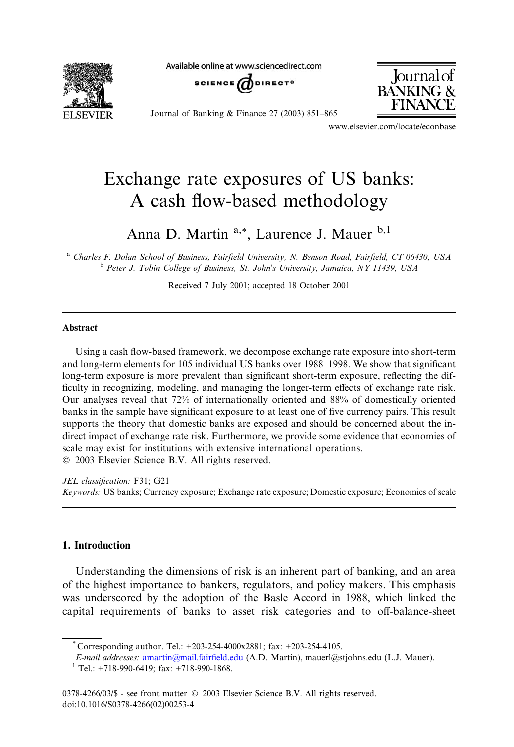# Exchange rate exposures of US banks: A cash flow-based methodology

Anna D. Martin [a,*], Laurence J. Mauer [b,1]

[a] Charles F. Dolan School of Business, Fairfield University, N. Benson Road, Fairfield, CT 06430, USA
[b] Peter J. Tobin College of Business, St. John's University, Jamaica, NY 11439, USA

Received 7 July 2001; accepted 18 October 2001

## Abstract

Using a cash flow-based framework, we decompose exchange rate exposure into short-term and long-term elements for 105 individual US banks over 1988–1998. We show that significant long-term exposure is more prevalent than significant short-term exposure, reflecting the difficulty in recognizing, modeling, and managing the longer-term effects of exchange rate risk. Our analyses reveal that 72% of internationally oriented and 88% of domestically oriented banks in the sample have significant exposure to at least one of five currency pairs. This result supports the theory that domestic banks are exposed and should be concerned about the indirect impact of exchange rate risk. Furthermore, we provide some evidence that economies of scale may exist for institutions with extensive international operations.
© 2003 Elsevier Science B.V. All rights reserved.

*JEL classification:* F31; G21
*Keywords:* US banks; Currency exposure; Exchange rate exposure; Domestic exposure; Economies of scale

## 1. Introduction

Understanding the dimensions of risk is an inherent part of banking, and an area of the highest importance to bankers, regulators, and policy makers. This emphasis was underscored by the adoption of the Basle Accord in 1988, which linked the capital requirements of banks to asset risk categories and to off-balance-sheet

* Corresponding author. Tel.: +203-254-4000x2881; fax: +203-254-4105.
*E-mail addresses:* amartin@mail.fairfield.edu (A.D. Martin), mauerl@stjohns.edu (L.J. Mauer).
[1] Tel.: +718-990-6419; fax: +718-990-1868.

0378-4266/03/$ - see front matter © 2003 Elsevier Science B.V. All rights reserved.
doi:10.1016/S0378-4266(02)00253-4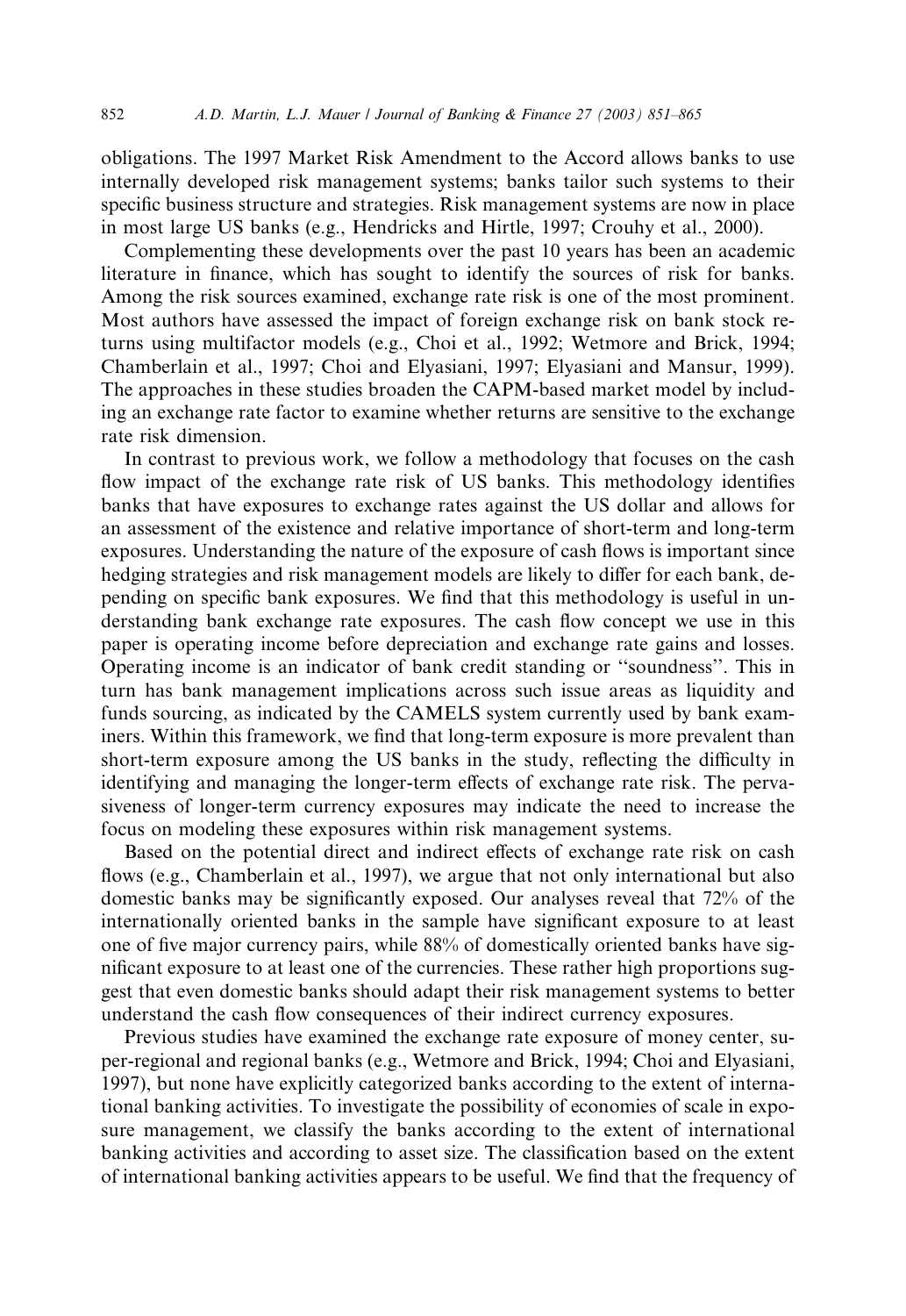obligations. The 1997 Market Risk Amendment to the Accord allows banks to use internally developed risk management systems; banks tailor such systems to their specific business structure and strategies. Risk management systems are now in place in most large US banks (e.g., Hendricks and Hirtle, 1997; Crouhy et al., 2000).

Complementing these developments over the past 10 years has been an academic literature in finance, which has sought to identify the sources of risk for banks. Among the risk sources examined, exchange rate risk is one of the most prominent. Most authors have assessed the impact of foreign exchange risk on bank stock returns using multifactor models (e.g., Choi et al., 1992; Wetmore and Brick, 1994; Chamberlain et al., 1997; Choi and Elyasiani, 1997; Elyasiani and Mansur, 1999). The approaches in these studies broaden the CAPM-based market model by including an exchange rate factor to examine whether returns are sensitive to the exchange rate risk dimension.

In contrast to previous work, we follow a methodology that focuses on the cash flow impact of the exchange rate risk of US banks. This methodology identifies banks that have exposures to exchange rates against the US dollar and allows for an assessment of the existence and relative importance of short-term and long-term exposures. Understanding the nature of the exposure of cash flows is important since hedging strategies and risk management models are likely to differ for each bank, depending on specific bank exposures. We find that this methodology is useful in understanding bank exchange rate exposures. The cash flow concept we use in this paper is operating income before depreciation and exchange rate gains and losses. Operating income is an indicator of bank credit standing or "soundness". This in turn has bank management implications across such issue areas as liquidity and funds sourcing, as indicated by the CAMELS system currently used by bank examiners. Within this framework, we find that long-term exposure is more prevalent than short-term exposure among the US banks in the study, reflecting the difficulty in identifying and managing the longer-term effects of exchange rate risk. The pervasiveness of longer-term currency exposures may indicate the need to increase the focus on modeling these exposures within risk management systems.

Based on the potential direct and indirect effects of exchange rate risk on cash flows (e.g., Chamberlain et al., 1997), we argue that not only international but also domestic banks may be significantly exposed. Our analyses reveal that 72% of the internationally oriented banks in the sample have significant exposure to at least one of five major currency pairs, while 88% of domestically oriented banks have significant exposure to at least one of the currencies. These rather high proportions suggest that even domestic banks should adapt their risk management systems to better understand the cash flow consequences of their indirect currency exposures.

Previous studies have examined the exchange rate exposure of money center, super-regional and regional banks (e.g., Wetmore and Brick, 1994; Choi and Elyasiani, 1997), but none have explicitly categorized banks according to the extent of international banking activities. To investigate the possibility of economies of scale in exposure management, we classify the banks according to the extent of international banking activities and according to asset size. The classification based on the extent of international banking activities appears to be useful. We find that the frequency of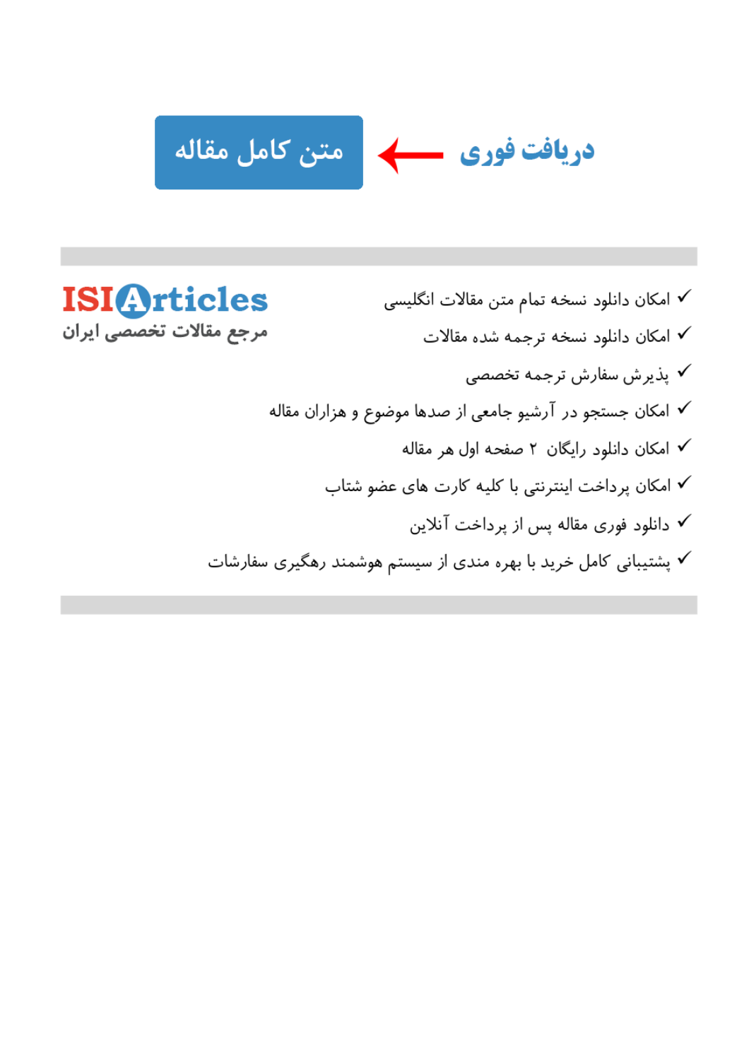دریافت فوری ← **متن کامل مقاله**

**ISIArticles**
مرجع مقالات تخصصی ایران

- ✓ امکان دانلود نسخه تمام متن مقالات انگلیسی
- ✓ امکان دانلود نسخه ترجمه شده مقالات
- ✓ پذیرش سفارش ترجمه تخصصی
- ✓ امکان جستجو در آرشیو جامعی از صدها موضوع و هزاران مقاله
- ✓ امکان دانلود رایگان ۲ صفحه اول هر مقاله
- ✓ امکان پرداخت اینترنتی با کلیه کارت های عضو شتاب
- ✓ دانلود فوری مقاله پس از پرداخت آنلاین
- ✓ پشتیبانی کامل خرید با بهره مندی از سیستم هوشمند رهگیری سفارشات